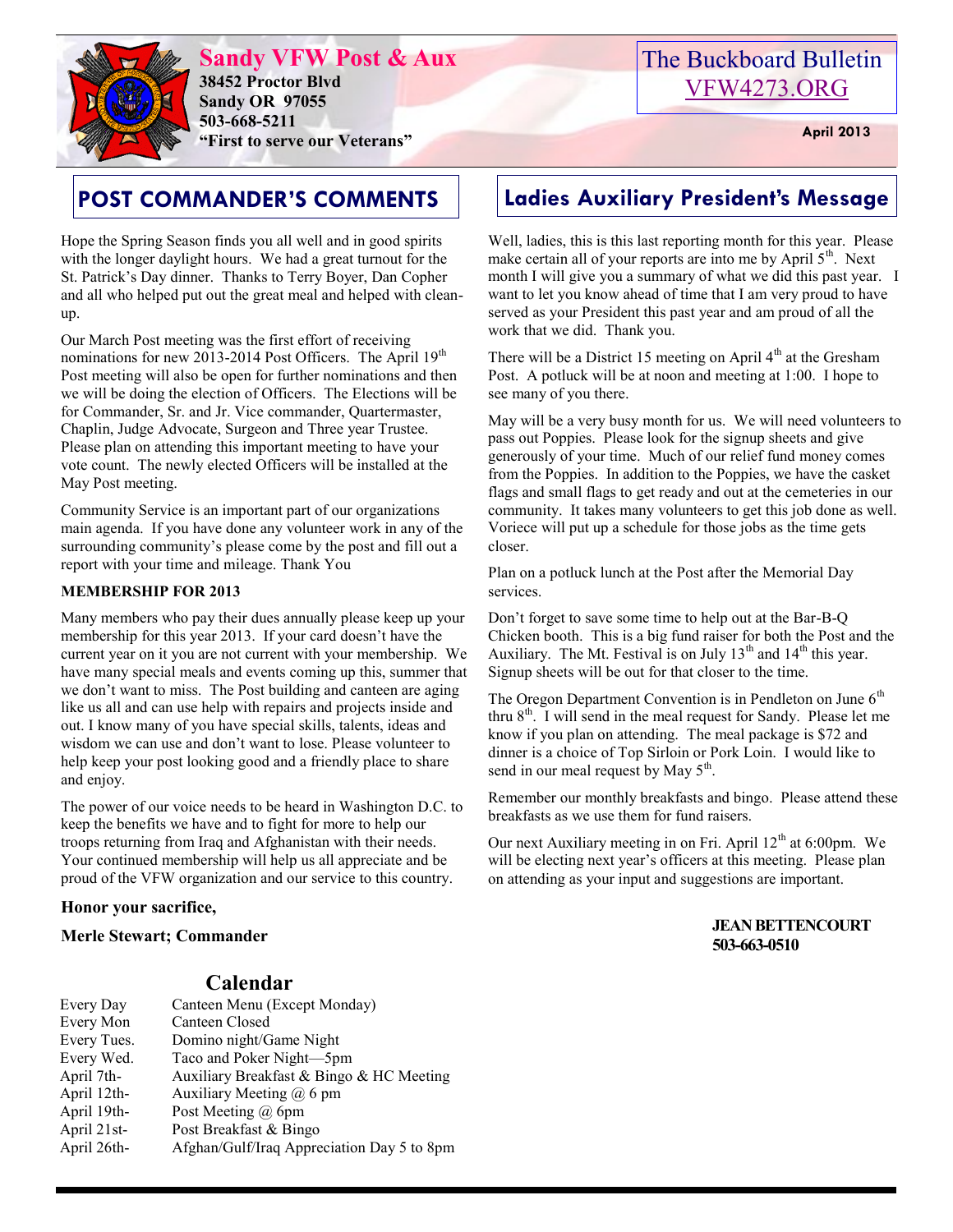# Sandy VFW Post & Aux

**38452 Proctor Blvd**
**Sandy OR 97055**
**503-668-5211**
**"First to serve our Veterans"**

The Buckboard Bulletin
VFW4273.ORG

**April 2013**

## POST COMMANDER'S COMMENTS

Hope the Spring Season finds you all well and in good spirits with the longer daylight hours. We had a great turnout for the St. Patrick's Day dinner. Thanks to Terry Boyer, Dan Copher and all who helped put out the great meal and helped with clean-up.

Our March Post meeting was the first effort of receiving nominations for new 2013-2014 Post Officers. The April 19th Post meeting will also be open for further nominations and then we will be doing the election of Officers. The Elections will be for Commander, Sr. and Jr. Vice commander, Quartermaster, Chaplin, Judge Advocate, Surgeon and Three year Trustee. Please plan on attending this important meeting to have your vote count. The newly elected Officers will be installed at the May Post meeting.

Community Service is an important part of our organizations main agenda. If you have done any volunteer work in any of the surrounding community's please come by the post and fill out a report with your time and mileage. Thank You

**MEMBERSHIP FOR 2013**

Many members who pay their dues annually please keep up your membership for this year 2013. If your card doesn't have the current year on it you are not current with your membership. We have many special meals and events coming up this, summer that we don't want to miss. The Post building and canteen are aging like us all and can use help with repairs and projects inside and out. I know many of you have special skills, talents, ideas and wisdom we can use and don't want to lose. Please volunteer to help keep your post looking good and a friendly place to share and enjoy.

The power of our voice needs to be heard in Washington D.C. to keep the benefits we have and to fight for more to help our troops returning from Iraq and Afghanistan with their needs. Your continued membership will help us all appreciate and be proud of the VFW organization and our service to this country.

**Honor your sacrifice,**

**Merle Stewart; Commander**

## Calendar

| | |
|---|---|
| Every Day | Canteen Menu (Except Monday) |
| Every Mon | Canteen Closed |
| Every Tues. | Domino night/Game Night |
| Every Wed. | Taco and Poker Night—5pm |
| April 7th- | Auxiliary Breakfast & Bingo & HC Meeting |
| April 12th- | Auxiliary Meeting @ 6 pm |
| April 19th- | Post Meeting @ 6pm |
| April 21st- | Post Breakfast & Bingo |
| April 26th- | Afghan/Gulf/Iraq Appreciation Day 5 to 8pm |

## Ladies Auxiliary President's Message

Well, ladies, this is this last reporting month for this year. Please make certain all of your reports are into me by April 5th. Next month I will give you a summary of what we did this past year. I want to let you know ahead of time that I am very proud to have served as your President this past year and am proud of all the work that we did. Thank you.

There will be a District 15 meeting on April 4th at the Gresham Post. A potluck will be at noon and meeting at 1:00. I hope to see many of you there.

May will be a very busy month for us. We will need volunteers to pass out Poppies. Please look for the signup sheets and give generously of your time. Much of our relief fund money comes from the Poppies. In addition to the Poppies, we have the casket flags and small flags to get ready and out at the cemeteries in our community. It takes many volunteers to get this job done as well. Voriece will put up a schedule for those jobs as the time gets closer.

Plan on a potluck lunch at the Post after the Memorial Day services.

Don't forget to save some time to help out at the Bar-B-Q Chicken booth. This is a big fund raiser for both the Post and the Auxiliary. The Mt. Festival is on July 13th and 14th this year. Signup sheets will be out for that closer to the time.

The Oregon Department Convention is in Pendleton on June 6th thru 8th. I will send in the meal request for Sandy. Please let me know if you plan on attending. The meal package is $72 and dinner is a choice of Top Sirloin or Pork Loin. I would like to send in our meal request by May 5th.

Remember our monthly breakfasts and bingo. Please attend these breakfasts as we use them for fund raisers.

Our next Auxiliary meeting in on Fri. April 12th at 6:00pm. We will be electing next year's officers at this meeting. Please plan on attending as your input and suggestions are important.

**JEAN BETTENCOURT**
**503-663-0510**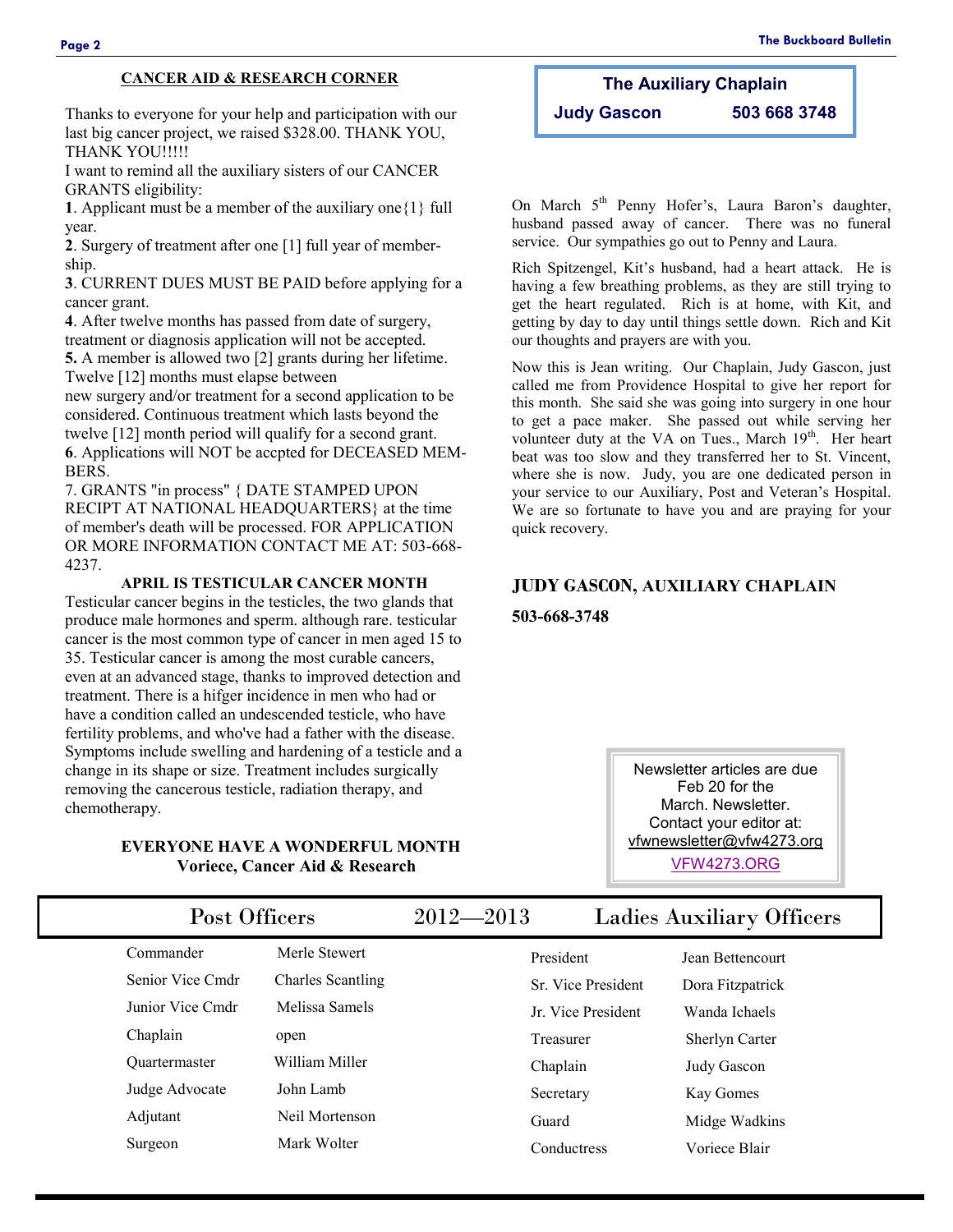## CANCER AID & RESEARCH CORNER

Thanks to everyone for your help and participation with our last big cancer project, we raised $328.00. THANK YOU, THANK YOU!!!!!

I want to remind all the auxiliary sisters of our CANCER GRANTS eligibility:

**1**. Applicant must be a member of the auxiliary one{1} full year.

**2**. Surgery of treatment after one [1] full year of membership.

**3**. CURRENT DUES MUST BE PAID before applying for a cancer grant.

**4**. After twelve months has passed from date of surgery, treatment or diagnosis application will not be accepted.

**5.** A member is allowed two [2] grants during her lifetime. Twelve [12] months must elapse between new surgery and/or treatment for a second application to be considered. Continuous treatment which lasts beyond the twelve [12] month period will qualify for a second grant.

**6**. Applications will NOT be accpted for DECEASED MEMBERS.

7. GRANTS "in process" { DATE STAMPED UPON RECIPT AT NATIONAL HEADQUARTERS} at the time of member's death will be processed. FOR APPLICATION OR MORE INFORMATION CONTACT ME AT: 503-668-4237.

**APRIL IS TESTICULAR CANCER MONTH**

Testicular cancer begins in the testicles, the two glands that produce male hormones and sperm. although rare. testicular cancer is the most common type of cancer in men aged 15 to 35. Testicular cancer is among the most curable cancers, even at an advanced stage, thanks to improved detection and treatment. There is a hifger incidence in men who had or have a condition called an undescended testicle, who have fertility problems, and who've had a father with the disease. Symptoms include swelling and hardening of a testicle and a change in its shape or size. Treatment includes surgically removing the cancerous testicle, radiation therapy, and chemotherapy.

**EVERYONE HAVE A WONDERFUL MONTH**
**Voriece, Cancer Aid & Research**

## The Auxiliary Chaplain

**Judy Gascon 503 668 3748**

On March 5th Penny Hofer's, Laura Baron's daughter, husband passed away of cancer. There was no funeral service. Our sympathies go out to Penny and Laura.

Rich Spitzengel, Kit's husband, had a heart attack. He is having a few breathing problems, as they are still trying to get the heart regulated. Rich is at home, with Kit, and getting by day to day until things settle down. Rich and Kit our thoughts and prayers are with you.

Now this is Jean writing. Our Chaplain, Judy Gascon, just called me from Providence Hospital to give her report for this month. She said she was going into surgery in one hour to get a pace maker. She passed out while serving her volunteer duty at the VA on Tues., March 19th. Her heart beat was too slow and they transferred her to St. Vincent, where she is now. Judy, you are one dedicated person in your service to our Auxiliary, Post and Veteran's Hospital. We are so fortunate to have you and are praying for your quick recovery.

**JUDY GASCON, AUXILIARY CHAPLAIN**

**503-668-3748**

Newsletter articles are due Feb 20 for the March. Newsletter.
Contact your editor at:
vfwnewsletter@vfw4273.org
VFW4273.ORG

## Post Officers 2012—2013 Ladies Auxiliary Officers

| Post Officers | | Ladies Auxiliary Officers | |
|---|---|---|---|
| Commander | Merle Stewert | President | Jean Bettencourt |
| Senior Vice Cmdr | Charles Scantling | Sr. Vice President | Dora Fitzpatrick |
| Junior Vice Cmdr | Melissa Samels | Jr. Vice President | Wanda Ichaels |
| Chaplain | open | Treasurer | Sherlyn Carter |
| Quartermaster | William Miller | Chaplain | Judy Gascon |
| Judge Advocate | John Lamb | Secretary | Kay Gomes |
| Adjutant | Neil Mortenson | Guard | Midge Wadkins |
| Surgeon | Mark Wolter | Conductress | Voriece Blair |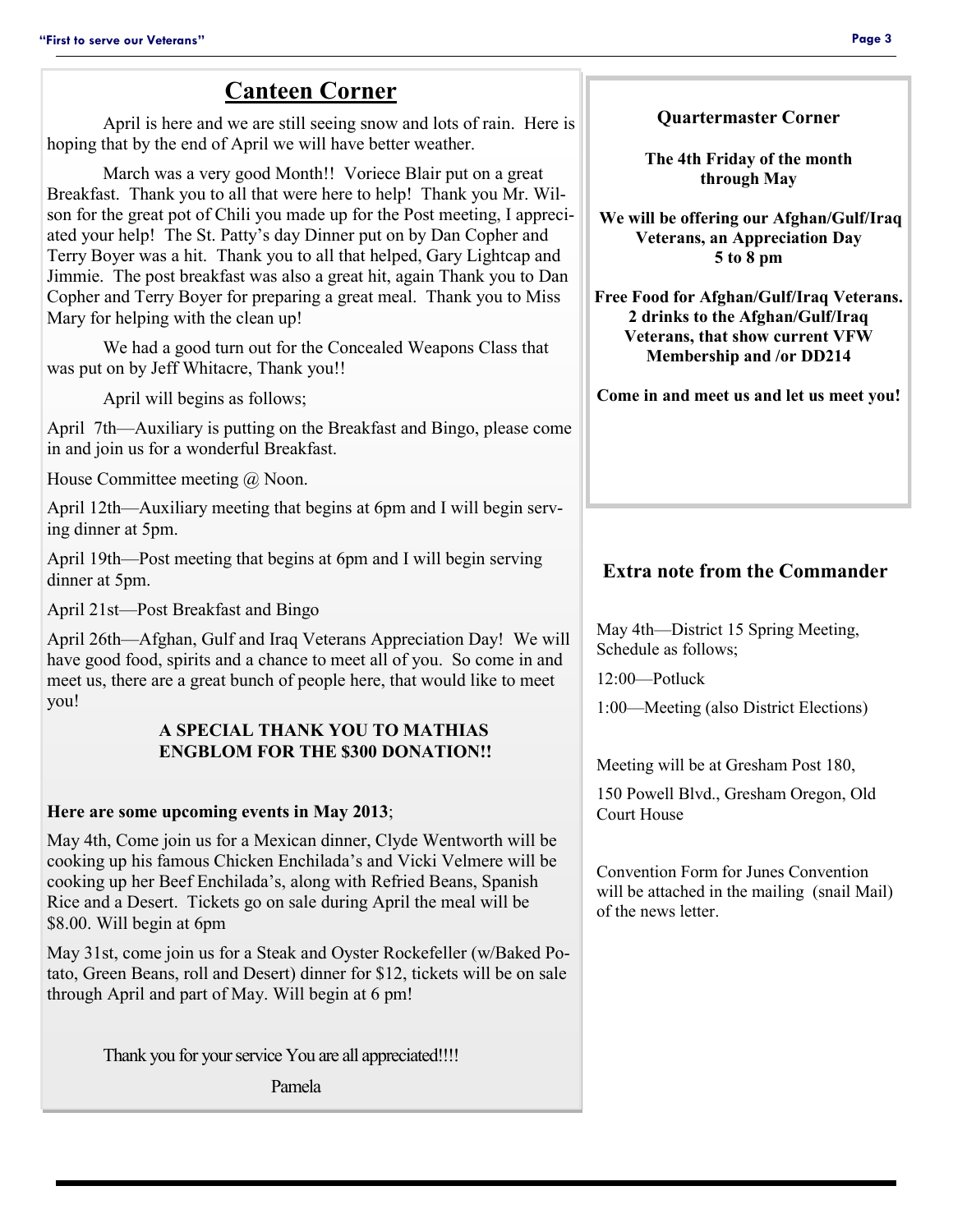## Canteen Corner

April is here and we are still seeing snow and lots of rain. Here is hoping that by the end of April we will have better weather.

March was a very good Month!! Voriece Blair put on a great Breakfast. Thank you to all that were here to help! Thank you Mr. Wilson for the great pot of Chili you made up for the Post meeting, I appreciated your help! The St. Patty's day Dinner put on by Dan Copher and Terry Boyer was a hit. Thank you to all that helped, Gary Lightcap and Jimmie. The post breakfast was also a great hit, again Thank you to Dan Copher and Terry Boyer for preparing a great meal. Thank you to Miss Mary for helping with the clean up!

We had a good turn out for the Concealed Weapons Class that was put on by Jeff Whitacre, Thank you!!

April will begins as follows;

April 7th—Auxiliary is putting on the Breakfast and Bingo, please come in and join us for a wonderful Breakfast.

House Committee meeting @ Noon.

April 12th—Auxiliary meeting that begins at 6pm and I will begin serving dinner at 5pm.

April 19th—Post meeting that begins at 6pm and I will begin serving dinner at 5pm.

April 21st—Post Breakfast and Bingo

April 26th—Afghan, Gulf and Iraq Veterans Appreciation Day! We will have good food, spirits and a chance to meet all of you. So come in and meet us, there are a great bunch of people here, that would like to meet you!

**A SPECIAL THANK YOU TO MATHIAS ENGBLOM FOR THE $300 DONATION!!**

**Here are some upcoming events in May 2013**;

May 4th, Come join us for a Mexican dinner, Clyde Wentworth will be cooking up his famous Chicken Enchilada's and Vicki Velmere will be cooking up her Beef Enchilada's, along with Refried Beans, Spanish Rice and a Desert. Tickets go on sale during April the meal will be $8.00. Will begin at 6pm

May 31st, come join us for a Steak and Oyster Rockefeller (w/Baked Potato, Green Beans, roll and Desert) dinner for $12, tickets will be on sale through April and part of May. Will begin at 6 pm!

Thank you for your service You are all appreciated!!!!

Pamela

## Quartermaster Corner

**The 4th Friday of the month through May**

**We will be offering our Afghan/Gulf/Iraq Veterans, an Appreciation Day 5 to 8 pm**

**Free Food for Afghan/Gulf/Iraq Veterans. 2 drinks to the Afghan/Gulf/Iraq Veterans, that show current VFW Membership and /or DD214**

**Come in and meet us and let us meet you!**

## Extra note from the Commander

May 4th—District 15 Spring Meeting, Schedule as follows;

12:00—Potluck

1:00—Meeting (also District Elections)

Meeting will be at Gresham Post 180,

150 Powell Blvd., Gresham Oregon, Old Court House

Convention Form for Junes Convention will be attached in the mailing (snail Mail) of the news letter.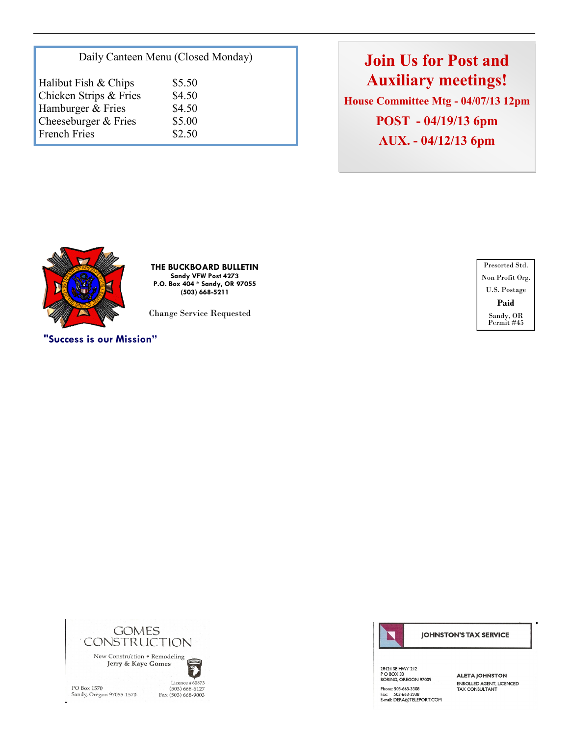Daily Canteen Menu (Closed Monday)

| | |
|---|---|
| Halibut Fish & Chips | $5.50 |
| Chicken Strips & Fries | $4.50 |
| Hamburger & Fries | $4.50 |
| Cheeseburger & Fries | $5.00 |
| French Fries | $2.50 |

## Join Us for Post and Auxiliary meetings!

**House Committee Mtg - 04/07/13 12pm**

**POST - 04/19/13 6pm**

**AUX. - 04/12/13 6pm**

**THE BUCKBOARD BULLETIN**
**Sandy VFW Post 4273**
**P.O. Box 404 * Sandy, OR 97055**
**(503) 668-5211**

Change Service Requested

**"Success is our Mission"**

Presorted Std.
Non Profit Org.
U.S. Postage
**Paid**
Sandy, OR
Permit #45

GOMES CONSTRUCTION
New Construction • Remodeling
Jerry & Kaye Gomes
PO Box 1570
Sandy, Oregon 97055-1570
Licence #60873
(503) 668-6127
Fax (503) 668-9003

**JOHNSTON'S TAX SERVICE**
28424 SE HWY 212
P O BOX 33
BORING, OREGON 97009
Phone: 503-663-3308
Fax: 503-663-2938
E-mail: DERA@TELEPORT.COM

**ALETA JOHNSTON**
ENROLLED AGENT, LICENCED TAX CONSULTANT